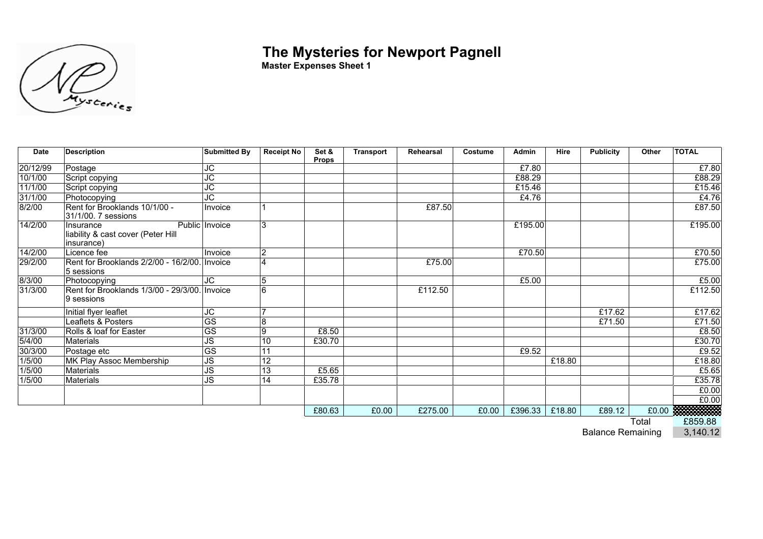# The Mysteries for Newport Pagnell

**Master Expenses Sheet 1**

| Date | Description | Submitted By | Receipt No | Set & Props | Transport | Rehearsal | Costume | Admin | Hire | Publicity | Other | TOTAL |
|---|---|---|---|---|---|---|---|---|---|---|---|---|
| 20/12/99 | Postage | JC | | | | | | £7.80 | | | | £7.80 |
| 10/1/00 | Script copying | JC | | | | | | £88.29 | | | | £88.29 |
| 11/1/00 | Script copying | JC | | | | | | £15.46 | | | | £15.46 |
| 31/1/00 | Photocopying | JC | | | | | | £4.76 | | | | £4.76 |
| 8/2/00 | Rent for Brooklands 10/1/00 - 31/1/00. 7 sessions | Invoice | 1 | | | £87.50 | | | | | | £87.50 |
| 14/2/00 | Insurance Public liability & cast cover (Peter Hill insurance) | Invoice | 3 | | | | | £195.00 | | | | £195.00 |
| 14/2/00 | Licence fee | Invoice | 2 | | | | | £70.50 | | | | £70.50 |
| 29/2/00 | Rent for Brooklands 2/2/00 - 16/2/00. 5 sessions | Invoice | 4 | | | £75.00 | | | | | | £75.00 |
| 8/3/00 | Photocopying | JC | 5 | | | | | £5.00 | | | | £5.00 |
| 31/3/00 | Rent for Brooklands 1/3/00 - 29/3/00. 9 sessions | Invoice | 6 | | | £112.50 | | | | | | £112.50 |
| | Initial flyer leaflet | JC | 7 | | | | | | | £17.62 | | £17.62 |
| | Leaflets & Posters | GS | 8 | | | | | | | £71.50 | | £71.50 |
| 31/3/00 | Rolls & loaf for Easter | GS | 9 | £8.50 | | | | | | | | £8.50 |
| 5/4/00 | Materials | JS | 10 | £30.70 | | | | | | | | £30.70 |
| 30/3/00 | Postage etc | GS | 11 | | | | | £9.52 | | | | £9.52 |
| 1/5/00 | MK Play Assoc Membership | JS | 12 | | | | | | £18.80 | | | £18.80 |
| 1/5/00 | Materials | JS | 13 | £5.65 | | | | | | | | £5.65 |
| 1/5/00 | Materials | JS | 14 | £35.78 | | | | | | | | £35.78 |
| | | | | | | | | | | | | £0.00 |
| | | | | | | | | | | | | £0.00 |
| | | | | £80.63 | £0.00 | £275.00 | £0.00 | £396.33 | £18.80 | £89.12 | £0.00 | |
| | | | | | | | | | | | Total | £859.88 |
| | | | | | | | | | | Balance Remaining | | 3,140.12 |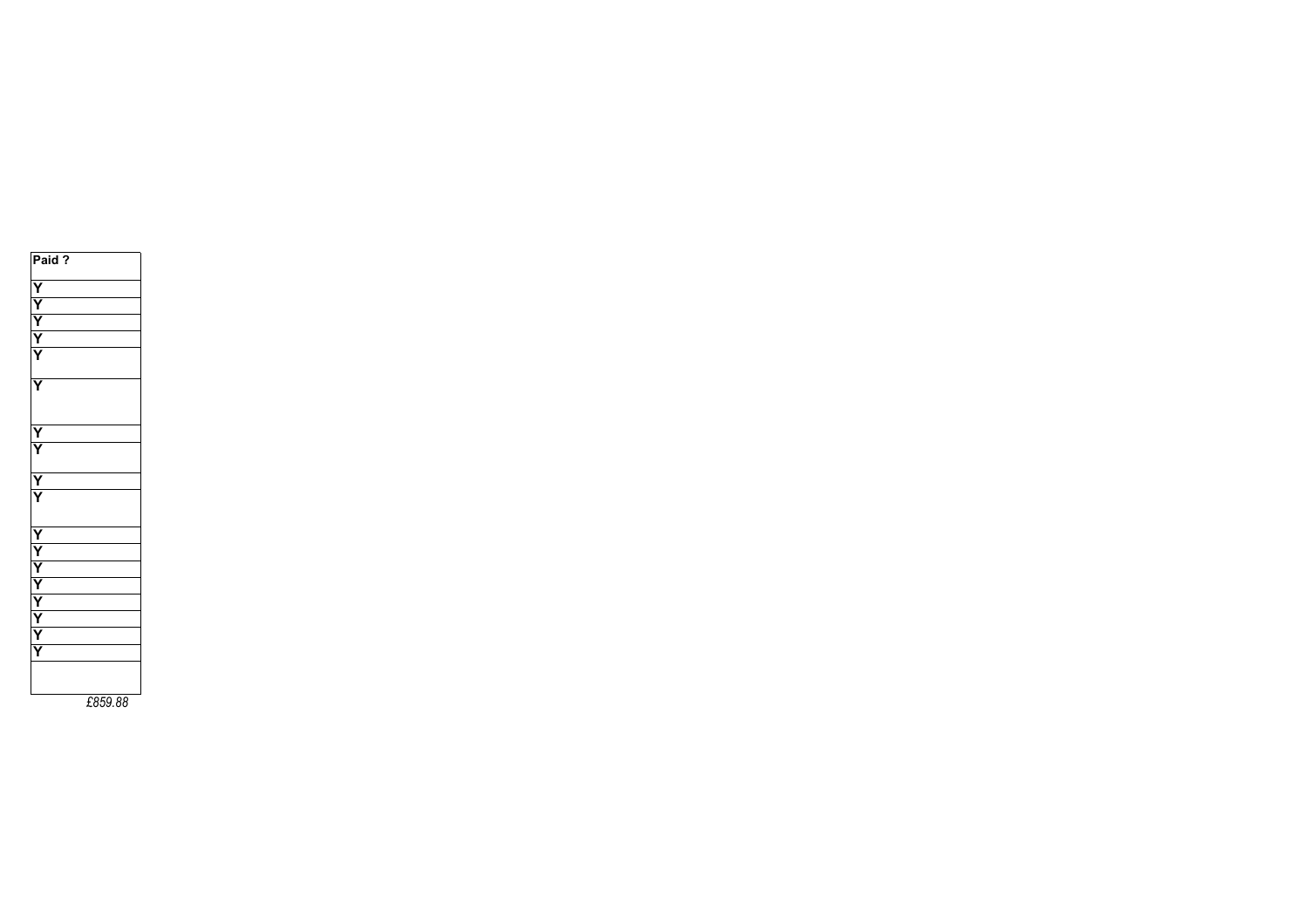| Paid ? |
| --- |
| Y |
| Y |
| Y |
| Y |
| Y |
| Y |
| Y |
| Y |
| Y |
| Y |
| Y |
| Y |
| Y |
| Y |
| Y |
| Y |
| Y |
| Y |
| |

*£859.88*